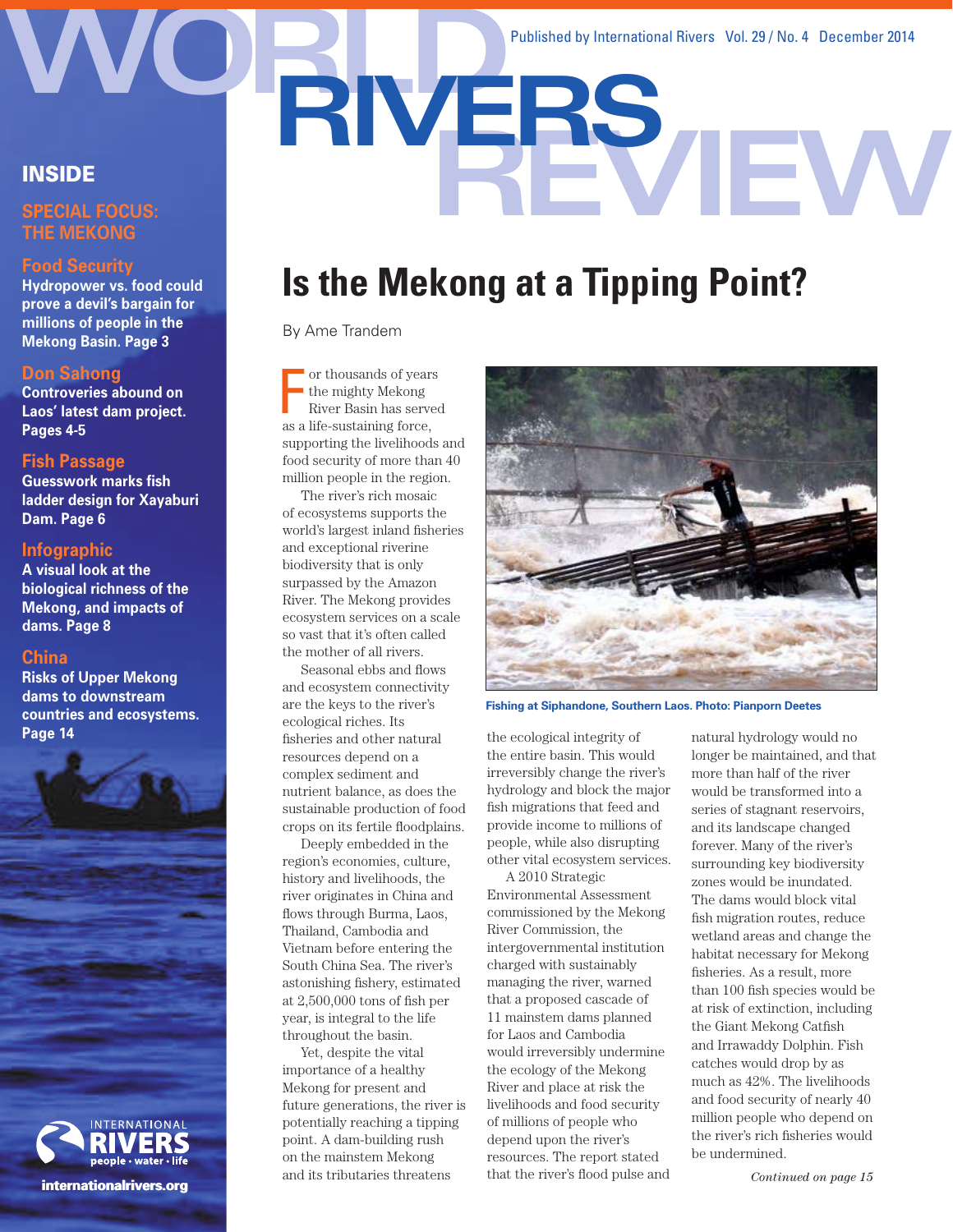# WORLD RIVERS REVIEW

Published by International Rivers Vol. 29 / No. 4 December 2014

## INSIDE

**SPECIAL FOCUS: THE MEKONG**

**Food Security**
Hydropower vs. food could prove a devil's bargain for millions of people in the Mekong Basin. Page 3

**Don Sahong**
Controveries abound on Laos' latest dam project. Pages 4-5

**Fish Passage**
Guesswork marks fish ladder design for Xayaburi Dam. Page 6

**Infographic**
A visual look at the biological richness of the Mekong, and impacts of dams. Page 8

**China**
Risks of Upper Mekong dams to downstream countries and ecosystems. Page 14

INTERNATIONAL RIVERS people • water • life

internationalrivers.org

# Is the Mekong at a Tipping Point?

By Ame Trandem

For thousands of years the mighty Mekong River Basin has served as a life-sustaining force, supporting the livelihoods and food security of more than 40 million people in the region.

The river's rich mosaic of ecosystems supports the world's largest inland fisheries and exceptional riverine biodiversity that is only surpassed by the Amazon River. The Mekong provides ecosystem services on a scale so vast that it's often called the mother of all rivers.

Seasonal ebbs and flows and ecosystem connectivity are the keys to the river's ecological riches. Its fisheries and other natural resources depend on a complex sediment and nutrient balance, as does the sustainable production of food crops on its fertile floodplains.

Deeply embedded in the region's economies, culture, history and livelihoods, the river originates in China and flows through Burma, Laos, Thailand, Cambodia and Vietnam before entering the South China Sea. The river's astonishing fishery, estimated at 2,500,000 tons of fish per year, is integral to the life throughout the basin.

Yet, despite the vital importance of a healthy Mekong for present and future generations, the river is potentially reaching a tipping point. A dam-building rush on the mainstem Mekong and its tributaries threatens the ecological integrity of the entire basin. This would irreversibly change the river's hydrology and block the major fish migrations that feed and provide income to millions of people, while also disrupting other vital ecosystem services.

Fishing at Siphandone, Southern Laos. Photo: Pianporn Deetes

A 2010 Strategic Environmental Assessment commissioned by the Mekong River Commission, the intergovernmental institution charged with sustainably managing the river, warned that a proposed cascade of 11 mainstem dams planned for Laos and Cambodia would irreversibly undermine the ecology of the Mekong River and place at risk the livelihoods and food security of millions of people who depend upon the river's resources. The report stated that the river's flood pulse and natural hydrology would no longer be maintained, and that more than half of the river would be transformed into a series of stagnant reservoirs, and its landscape changed forever. Many of the river's surrounding key biodiversity zones would be inundated. The dams would block vital fish migration routes, reduce wetland areas and change the habitat necessary for Mekong fisheries. As a result, more than 100 fish species would be at risk of extinction, including the Giant Mekong Catfish and Irrawaddy Dolphin. Fish catches would drop by as much as 42%. The livelihoods and food security of nearly 40 million people who depend on the river's rich fisheries would be undermined.

*Continued on page 15*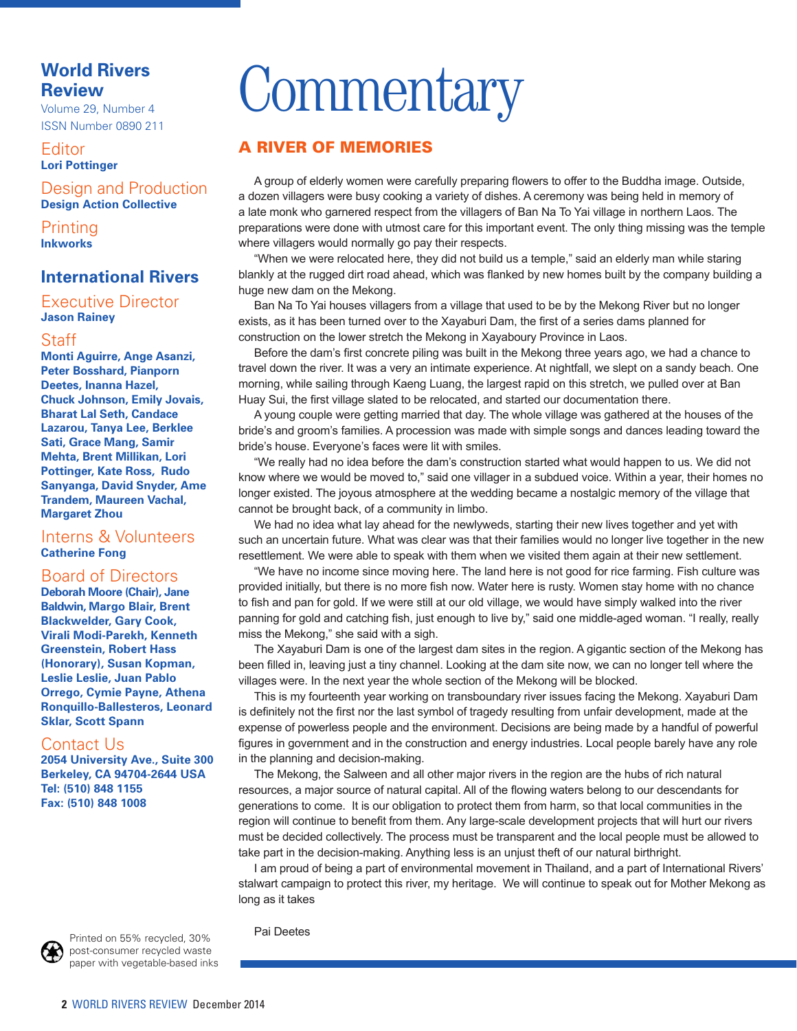**World Rivers Review**
Volume 29, Number 4
ISSN Number 0890 211

Editor
**Lori Pottinger**

Design and Production
**Design Action Collective**

Printing
**Inkworks**

**International Rivers**

Executive Director
**Jason Rainey**

Staff
**Monti Aguirre, Ange Asanzi, Peter Bosshard, Pianporn Deetes, Inanna Hazel, Chuck Johnson, Emily Jovais, Bharat Lal Seth, Candace Lazarou, Tanya Lee, Berklee Sati, Grace Mang, Samir Mehta, Brent Millikan, Lori Pottinger, Kate Ross, Rudo Sanyanga, David Snyder, Ame Trandem, Maureen Vachal, Margaret Zhou**

Interns & Volunteers
**Catherine Fong**

Board of Directors
**Deborah Moore (Chair), Jane Baldwin, Margo Blair, Brent Blackwelder, Gary Cook, Virali Modi-Parekh, Kenneth Greenstein, Robert Hass (Honorary), Susan Kopman, Leslie Leslie, Juan Pablo Orrego, Cymie Payne, Athena Ronquillo-Ballesteros, Leonard Sklar, Scott Spann**

Contact Us
**2054 University Ave., Suite 300**
**Berkeley, CA 94704-2644 USA**
**Tel: (510) 848 1155**
**Fax: (510) 848 1008**

Printed on 55% recycled, 30% post-consumer recycled waste paper with vegetable-based inks

# Commentary

## A RIVER OF MEMORIES

A group of elderly women were carefully preparing flowers to offer to the Buddha image. Outside, a dozen villagers were busy cooking a variety of dishes. A ceremony was being held in memory of a late monk who garnered respect from the villagers of Ban Na To Yai village in northern Laos. The preparations were done with utmost care for this important event. The only thing missing was the temple where villagers would normally go pay their respects.

"When we were relocated here, they did not build us a temple," said an elderly man while staring blankly at the rugged dirt road ahead, which was flanked by new homes built by the company building a huge new dam on the Mekong.

Ban Na To Yai houses villagers from a village that used to be by the Mekong River but no longer exists, as it has been turned over to the Xayaburi Dam, the first of a series dams planned for construction on the lower stretch the Mekong in Xayaboury Province in Laos.

Before the dam's first concrete piling was built in the Mekong three years ago, we had a chance to travel down the river. It was a very an intimate experience. At nightfall, we slept on a sandy beach. One morning, while sailing through Kaeng Luang, the largest rapid on this stretch, we pulled over at Ban Huay Sui, the first village slated to be relocated, and started our documentation there.

A young couple were getting married that day. The whole village was gathered at the houses of the bride's and groom's families. A procession was made with simple songs and dances leading toward the bride's house. Everyone's faces were lit with smiles.

"We really had no idea before the dam's construction started what would happen to us. We did not know where we would be moved to," said one villager in a subdued voice. Within a year, their homes no longer existed. The joyous atmosphere at the wedding became a nostalgic memory of the village that cannot be brought back, of a community in limbo.

We had no idea what lay ahead for the newlyweds, starting their new lives together and yet with such an uncertain future. What was clear was that their families would no longer live together in the new resettlement. We were able to speak with them when we visited them again at their new settlement.

"We have no income since moving here. The land here is not good for rice farming. Fish culture was provided initially, but there is no more fish now. Water here is rusty. Women stay home with no chance to fish and pan for gold. If we were still at our old village, we would have simply walked into the river panning for gold and catching fish, just enough to live by," said one middle-aged woman. "I really, really miss the Mekong," she said with a sigh.

The Xayaburi Dam is one of the largest dam sites in the region. A gigantic section of the Mekong has been filled in, leaving just a tiny channel. Looking at the dam site now, we can no longer tell where the villages were. In the next year the whole section of the Mekong will be blocked.

This is my fourteenth year working on transboundary river issues facing the Mekong. Xayaburi Dam is definitely not the first nor the last symbol of tragedy resulting from unfair development, made at the expense of powerless people and the environment. Decisions are being made by a handful of powerful figures in government and in the construction and energy industries. Local people barely have any role in the planning and decision-making.

The Mekong, the Salween and all other major rivers in the region are the hubs of rich natural resources, a major source of natural capital. All of the flowing waters belong to our descendants for generations to come. It is our obligation to protect them from harm, so that local communities in the region will continue to benefit from them. Any large-scale development projects that will hurt our rivers must be decided collectively. The process must be transparent and the local people must be allowed to take part in the decision-making. Anything less is an unjust theft of our natural birthright.

I am proud of being a part of environmental movement in Thailand, and a part of International Rivers' stalwart campaign to protect this river, my heritage. We will continue to speak out for Mother Mekong as long as it takes

Pai Deetes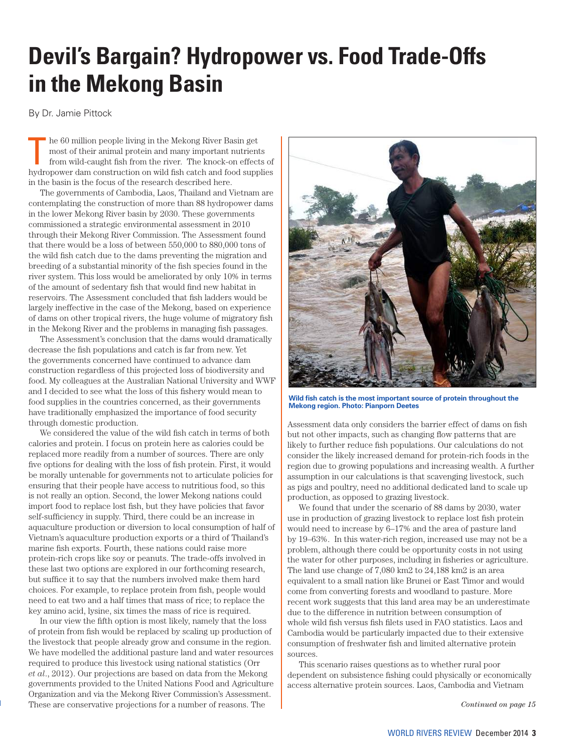# Devil's Bargain? Hydropower vs. Food Trade-Offs in the Mekong Basin

By Dr. Jamie Pittock

The 60 million people living in the Mekong River Basin get most of their animal protein and many important nutrients from wild-caught fish from the river. The knock-on effects of hydropower dam construction on wild fish catch and food supplies in the basin is the focus of the research described here.

The governments of Cambodia, Laos, Thailand and Vietnam are contemplating the construction of more than 88 hydropower dams in the lower Mekong River basin by 2030. These governments commissioned a strategic environmental assessment in 2010 through their Mekong River Commission. The Assessment found that there would be a loss of between 550,000 to 880,000 tons of the wild fish catch due to the dams preventing the migration and breeding of a substantial minority of the fish species found in the river system. This loss would be ameliorated by only 10% in terms of the amount of sedentary fish that would find new habitat in reservoirs. The Assessment concluded that fish ladders would be largely ineffective in the case of the Mekong, based on experience of dams on other tropical rivers, the huge volume of migratory fish in the Mekong River and the problems in managing fish passages.

The Assessment's conclusion that the dams would dramatically decrease the fish populations and catch is far from new. Yet the governments concerned have continued to advance dam construction regardless of this projected loss of biodiversity and food. My colleagues at the Australian National University and WWF and I decided to see what the loss of this fishery would mean to food supplies in the countries concerned, as their governments have traditionally emphasized the importance of food security through domestic production.

We considered the value of the wild fish catch in terms of both calories and protein. I focus on protein here as calories could be replaced more readily from a number of sources. There are only five options for dealing with the loss of fish protein. First, it would be morally untenable for governments not to articulate policies for ensuring that their people have access to nutritious food, so this is not really an option. Second, the lower Mekong nations could import food to replace lost fish, but they have policies that favor self-sufficiency in supply. Third, there could be an increase in aquaculture production or diversion to local consumption of half of Vietnam's aquaculture production exports or a third of Thailand's marine fish exports. Fourth, these nations could raise more protein-rich crops like soy or peanuts. The trade-offs involved in these last two options are explored in our forthcoming research, but suffice it to say that the numbers involved make them hard choices. For example, to replace protein from fish, people would need to eat two and a half times that mass of rice; to replace the key amino acid, lysine, six times the mass of rice is required.

In our view the fifth option is most likely, namely that the loss of protein from fish would be replaced by scaling up production of the livestock that people already grow and consume in the region. We have modelled the additional pasture land and water resources required to produce this livestock using national statistics (Orr *et al.*, 2012). Our projections are based on data from the Mekong governments provided to the United Nations Food and Agriculture Organization and via the Mekong River Commission's Assessment. These are conservative projections for a number of reasons. The Assessment data only considers the barrier effect of dams on fish but not other impacts, such as changing flow patterns that are likely to further reduce fish populations. Our calculations do not consider the likely increased demand for protein-rich foods in the region due to growing populations and increasing wealth. A further assumption in our calculations is that scavenging livestock, such as pigs and poultry, need no additional dedicated land to scale up production, as opposed to grazing livestock.

**Wild fish catch is the most important source of protein throughout the Mekong region. Photo: Pianporn Deetes**

We found that under the scenario of 88 dams by 2030, water use in production of grazing livestock to replace lost fish protein would need to increase by 6–17% and the area of pasture land by 19–63%. In this water-rich region, increased use may not be a problem, although there could be opportunity costs in not using the water for other purposes, including in fisheries or agriculture. The land use change of 7,080 km2 to 24,188 km2 is an area equivalent to a small nation like Brunei or East Timor and would come from converting forests and woodland to pasture. More recent work suggests that this land area may be an underestimate due to the difference in nutrition between consumption of whole wild fish versus fish filets used in FAO statistics. Laos and Cambodia would be particularly impacted due to their extensive consumption of freshwater fish and limited alternative protein sources.

This scenario raises questions as to whether rural poor dependent on subsistence fishing could physically or economically access alternative protein sources. Laos, Cambodia and Vietnam

*Continued on page 15*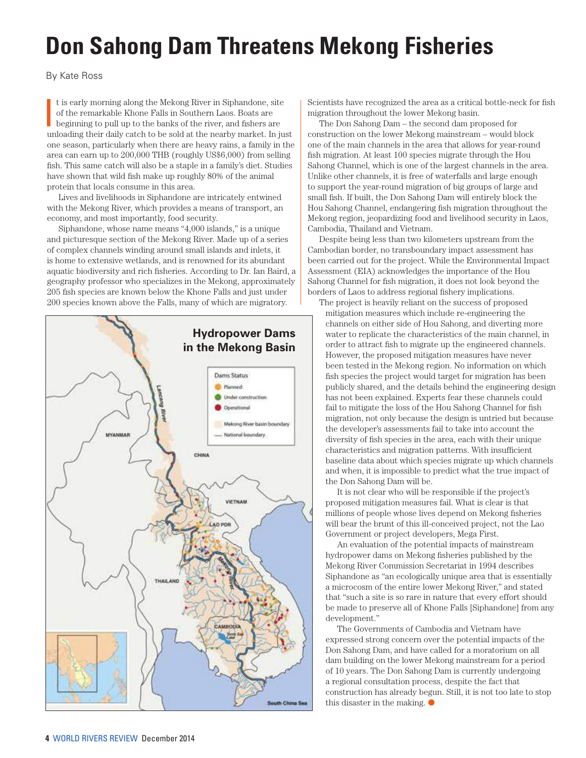# Don Sahong Dam Threatens Mekong Fisheries

By Kate Ross

It is early morning along the Mekong River in Siphandone, site of the remarkable Khone Falls in Southern Laos. Boats are beginning to pull up to the banks of the river, and fishers are unloading their daily catch to be sold at the nearby market. In just one season, particularly when there are heavy rains, a family in the area can earn up to 200,000 THB (roughly US$6,000) from selling fish. This same catch will also be a staple in a family's diet. Studies have shown that wild fish make up roughly 80% of the animal protein that locals consume in this area.

Lives and livelihoods in Siphandone are intricately entwined with the Mekong River, which provides a means of transport, an economy, and most importantly, food security.

Siphandone, whose name means "4,000 islands," is a unique and picturesque section of the Mekong River. Made up of a series of complex channels winding around small islands and inlets, it is home to extensive wetlands, and is renowned for its abundant aquatic biodiversity and rich fisheries. According to Dr. Ian Baird, a geography professor who specializes in the Mekong, approximately 205 fish species are known below the Khone Falls and just under 200 species known above the Falls, many of which are migratory. Scientists have recognized the area as a critical bottle-neck for fish migration throughout the lower Mekong basin.

The Don Sahong Dam – the second dam proposed for construction on the lower Mekong mainstream – would block one of the main channels in the area that allows for year-round fish migration. At least 100 species migrate through the Hou Sahong Channel, which is one of the largest channels in the area. Unlike other channels, it is free of waterfalls and large enough to support the year-round migration of big groups of large and small fish. If built, the Don Sahong Dam will entirely block the Hou Sahong Channel, endangering fish migration throughout the Mekong region, jeopardizing food and livelihood security in Laos, Cambodia, Thailand and Vietnam.

Despite being less than two kilometers upstream from the Cambodian border, no transboundary impact assessment has been carried out for the project. While the Environmental Impact Assessment (EIA) acknowledges the importance of the Hou Sahong Channel for fish migration, it does not look beyond the borders of Laos to address regional fishery implications.

The project is heavily reliant on the success of proposed mitigation measures which include re-engineering the channels on either side of Hou Sahong, and diverting more water to replicate the characteristics of the main channel, in order to attract fish to migrate up the engineered channels. However, the proposed mitigation measures have never been tested in the Mekong region. No information on which fish species the project would target for migration has been publicly shared, and the details behind the engineering design has not been explained. Experts fear these channels could fail to mitigate the loss of the Hou Sahong Channel for fish migration, not only because the design is untried but because the developer's assessments fail to take into account the diversity of fish species in the area, each with their unique characteristics and migration patterns. With insufficient baseline data about which species migrate up which channels and when, it is impossible to predict what the true impact of the Don Sahong Dam will be.

It is not clear who will be responsible if the project's proposed mitigation measures fail. What is clear is that millions of people whose lives depend on Mekong fisheries will bear the brunt of this ill-conceived project, not the Lao Government or project developers, Mega First.

An evaluation of the potential impacts of mainstream hydropower dams on Mekong fisheries published by the Mekong River Commission Secretariat in 1994 describes Siphandone as "an ecologically unique area that is essentially a microcosm of the entire lower Mekong River," and stated that "such a site is so rare in nature that every effort should be made to preserve all of Khone Falls [Siphandone] from any development."

The Governments of Cambodia and Vietnam have expressed strong concern over the potential impacts of the Don Sahong Dam, and have called for a moratorium on all dam building on the lower Mekong mainstream for a period of 10 years. The Don Sahong Dam is currently undergoing a regional consultation process, despite the fact that construction has already begun. Still, it is not too late to stop this disaster in the making. ●

**Hydropower Dams in the Mekong Basin**

Dams Status: Planned; Under construction; Operational; Mekong River basin boundary; National boundary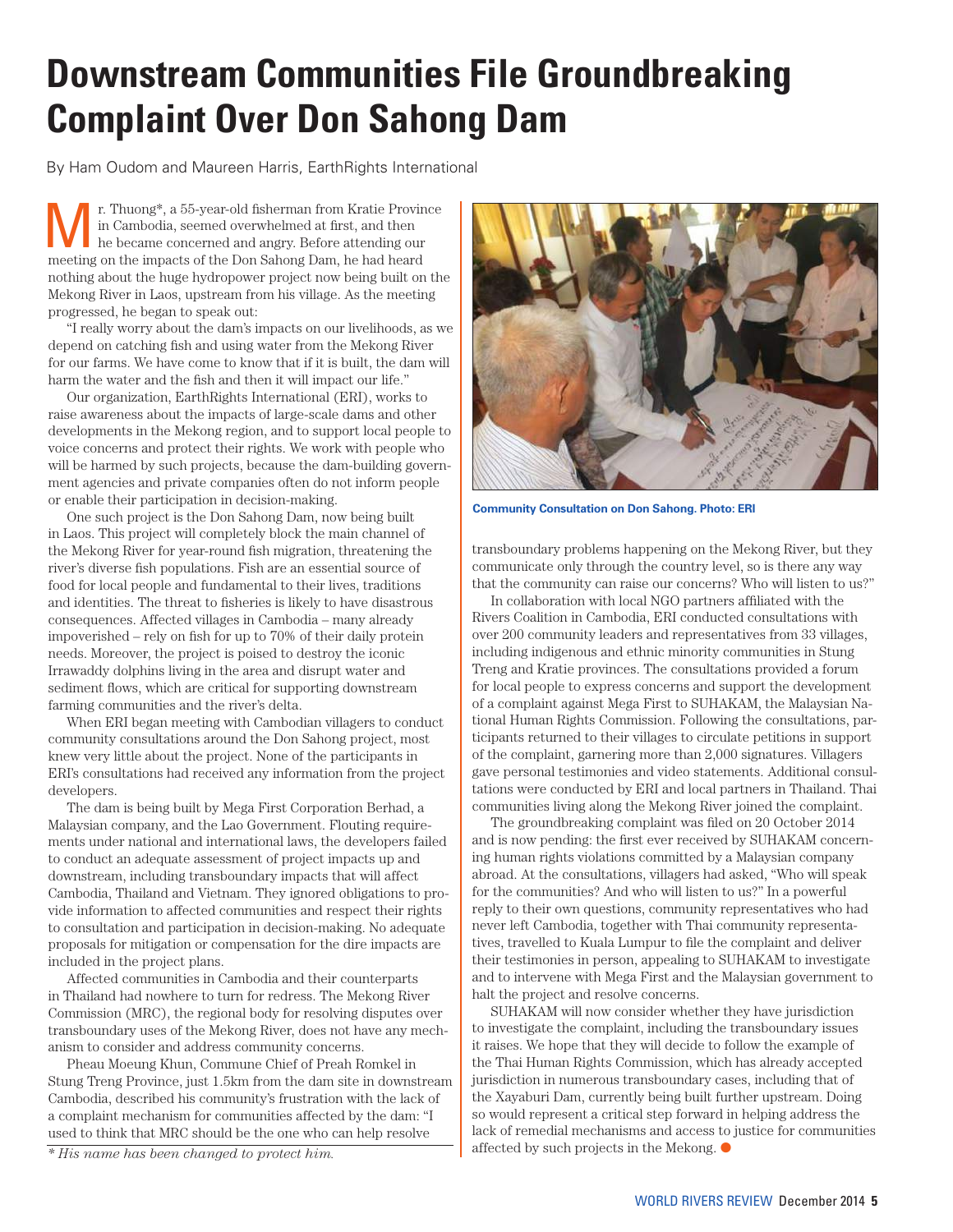# Downstream Communities File Groundbreaking Complaint Over Don Sahong Dam

By Ham Oudom and Maureen Harris, EarthRights International

Mr. Thuong*, a 55-year-old fisherman from Kratie Province in Cambodia, seemed overwhelmed at first, and then he became concerned and angry. Before attending our meeting on the impacts of the Don Sahong Dam, he had heard nothing about the huge hydropower project now being built on the Mekong River in Laos, upstream from his village. As the meeting progressed, he began to speak out:

"I really worry about the dam's impacts on our livelihoods, as we depend on catching fish and using water from the Mekong River for our farms. We have come to know that if it is built, the dam will harm the water and the fish and then it will impact our life."

Our organization, EarthRights International (ERI), works to raise awareness about the impacts of large-scale dams and other developments in the Mekong region, and to support local people to voice concerns and protect their rights. We work with people who will be harmed by such projects, because the dam-building government agencies and private companies often do not inform people or enable their participation in decision-making.

One such project is the Don Sahong Dam, now being built in Laos. This project will completely block the main channel of the Mekong River for year-round fish migration, threatening the river's diverse fish populations. Fish are an essential source of food for local people and fundamental to their lives, traditions and identities. The threat to fisheries is likely to have disastrous consequences. Affected villages in Cambodia – many already impoverished – rely on fish for up to 70% of their daily protein needs. Moreover, the project is poised to destroy the iconic Irrawaddy dolphins living in the area and disrupt water and sediment flows, which are critical for supporting downstream farming communities and the river's delta.

When ERI began meeting with Cambodian villagers to conduct community consultations around the Don Sahong project, most knew very little about the project. None of the participants in ERI's consultations had received any information from the project developers.

The dam is being built by Mega First Corporation Berhad, a Malaysian company, and the Lao Government. Flouting requirements under national and international laws, the developers failed to conduct an adequate assessment of project impacts up and downstream, including transboundary impacts that will affect Cambodia, Thailand and Vietnam. They ignored obligations to provide information to affected communities and respect their rights to consultation and participation in decision-making. No adequate proposals for mitigation or compensation for the dire impacts are included in the project plans.

Affected communities in Cambodia and their counterparts in Thailand had nowhere to turn for redress. The Mekong River Commission (MRC), the regional body for resolving disputes over transboundary uses of the Mekong River, does not have any mechanism to consider and address community concerns.

Pheau Moeung Khun, Commune Chief of Preah Romkel in Stung Treng Province, just 1.5km from the dam site in downstream Cambodia, described his community's frustration with the lack of a complaint mechanism for communities affected by the dam: "I used to think that MRC should be the one who can help resolve transboundary problems happening on the Mekong River, but they communicate only through the country level, so is there any way that the community can raise our concerns? Who will listen to us?"

*\* His name has been changed to protect him.*

**Community Consultation on Don Sahong. Photo: ERI**

In collaboration with local NGO partners affiliated with the Rivers Coalition in Cambodia, ERI conducted consultations with over 200 community leaders and representatives from 33 villages, including indigenous and ethnic minority communities in Stung Treng and Kratie provinces. The consultations provided a forum for local people to express concerns and support the development of a complaint against Mega First to SUHAKAM, the Malaysian National Human Rights Commission. Following the consultations, participants returned to their villages to circulate petitions in support of the complaint, garnering more than 2,000 signatures. Villagers gave personal testimonies and video statements. Additional consultations were conducted by ERI and local partners in Thailand. Thai communities living along the Mekong River joined the complaint.

The groundbreaking complaint was filed on 20 October 2014 and is now pending: the first ever received by SUHAKAM concerning human rights violations committed by a Malaysian company abroad. At the consultations, villagers had asked, "Who will speak for the communities? And who will listen to us?" In a powerful reply to their own questions, community representatives who had never left Cambodia, together with Thai community representatives, travelled to Kuala Lumpur to file the complaint and deliver their testimonies in person, appealing to SUHAKAM to investigate and to intervene with Mega First and the Malaysian government to halt the project and resolve concerns.

SUHAKAM will now consider whether they have jurisdiction to investigate the complaint, including the transboundary issues it raises. We hope that they will decide to follow the example of the Thai Human Rights Commission, which has already accepted jurisdiction in numerous transboundary cases, including that of the Xayaburi Dam, currently being built further upstream. Doing so would represent a critical step forward in helping address the lack of remedial mechanisms and access to justice for communities affected by such projects in the Mekong.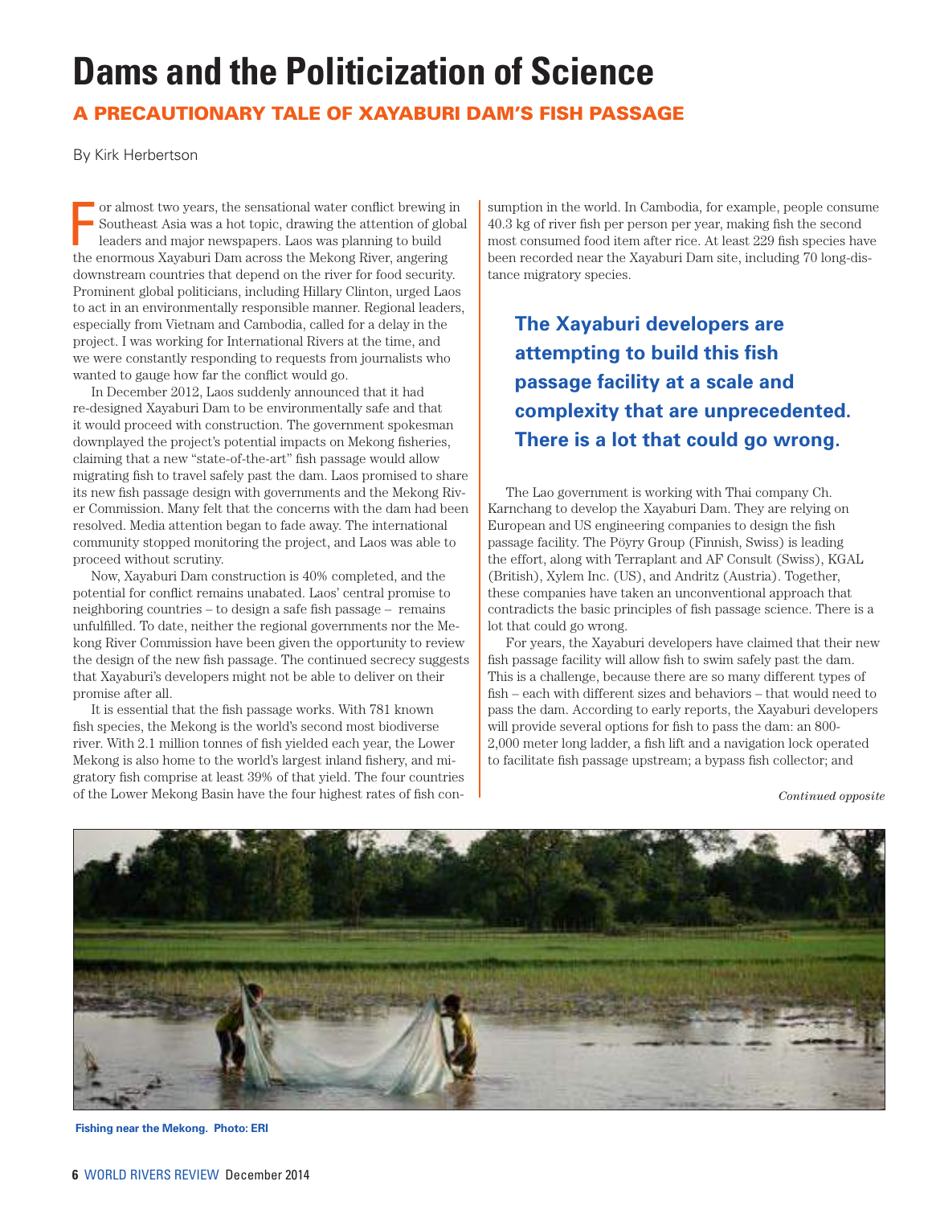# Dams and the Politicization of Science

## A PRECAUTIONARY TALE OF XAYABURI DAM'S FISH PASSAGE

By Kirk Herbertson

For almost two years, the sensational water conflict brewing in Southeast Asia was a hot topic, drawing the attention of global leaders and major newspapers. Laos was planning to build the enormous Xayaburi Dam across the Mekong River, angering downstream countries that depend on the river for food security. Prominent global politicians, including Hillary Clinton, urged Laos to act in an environmentally responsible manner. Regional leaders, especially from Vietnam and Cambodia, called for a delay in the project. I was working for International Rivers at the time, and we were constantly responding to requests from journalists who wanted to gauge how far the conflict would go.

In December 2012, Laos suddenly announced that it had re-designed Xayaburi Dam to be environmentally safe and that it would proceed with construction. The government spokesman downplayed the project's potential impacts on Mekong fisheries, claiming that a new "state-of-the-art" fish passage would allow migrating fish to travel safely past the dam. Laos promised to share its new fish passage design with governments and the Mekong River Commission. Many felt that the concerns with the dam had been resolved. Media attention began to fade away. The international community stopped monitoring the project, and Laos was able to proceed without scrutiny.

Now, Xayaburi Dam construction is 40% completed, and the potential for conflict remains unabated. Laos' central promise to neighboring countries – to design a safe fish passage – remains unfulfilled. To date, neither the regional governments nor the Mekong River Commission have been given the opportunity to review the design of the new fish passage. The continued secrecy suggests that Xayaburi's developers might not be able to deliver on their promise after all.

It is essential that the fish passage works. With 781 known fish species, the Mekong is the world's second most biodiverse river. With 2.1 million tonnes of fish yielded each year, the Lower Mekong is also home to the world's largest inland fishery, and migratory fish comprise at least 39% of that yield. The four countries of the Lower Mekong Basin have the four highest rates of fish consumption in the world. In Cambodia, for example, people consume 40.3 kg of river fish per person per year, making fish the second most consumed food item after rice. At least 229 fish species have been recorded near the Xayaburi Dam site, including 70 long-distance migratory species.

**The Xayaburi developers are attempting to build this fish passage facility at a scale and complexity that are unprecedented. There is a lot that could go wrong.**

The Lao government is working with Thai company Ch. Karnchang to develop the Xayaburi Dam. They are relying on European and US engineering companies to design the fish passage facility. The Pöyry Group (Finnish, Swiss) is leading the effort, along with Terraplant and AF Consult (Swiss), KGAL (British), Xylem Inc. (US), and Andritz (Austria). Together, these companies have taken an unconventional approach that contradicts the basic principles of fish passage science. There is a lot that could go wrong.

For years, the Xayaburi developers have claimed that their new fish passage facility will allow fish to swim safely past the dam. This is a challenge, because there are so many different types of fish – each with different sizes and behaviors – that would need to pass the dam. According to early reports, the Xayaburi developers will provide several options for fish to pass the dam: an 800-2,000 meter long ladder, a fish lift and a navigation lock operated to facilitate fish passage upstream; a bypass fish collector; and

*Continued opposite*

Fishing near the Mekong. Photo: ERI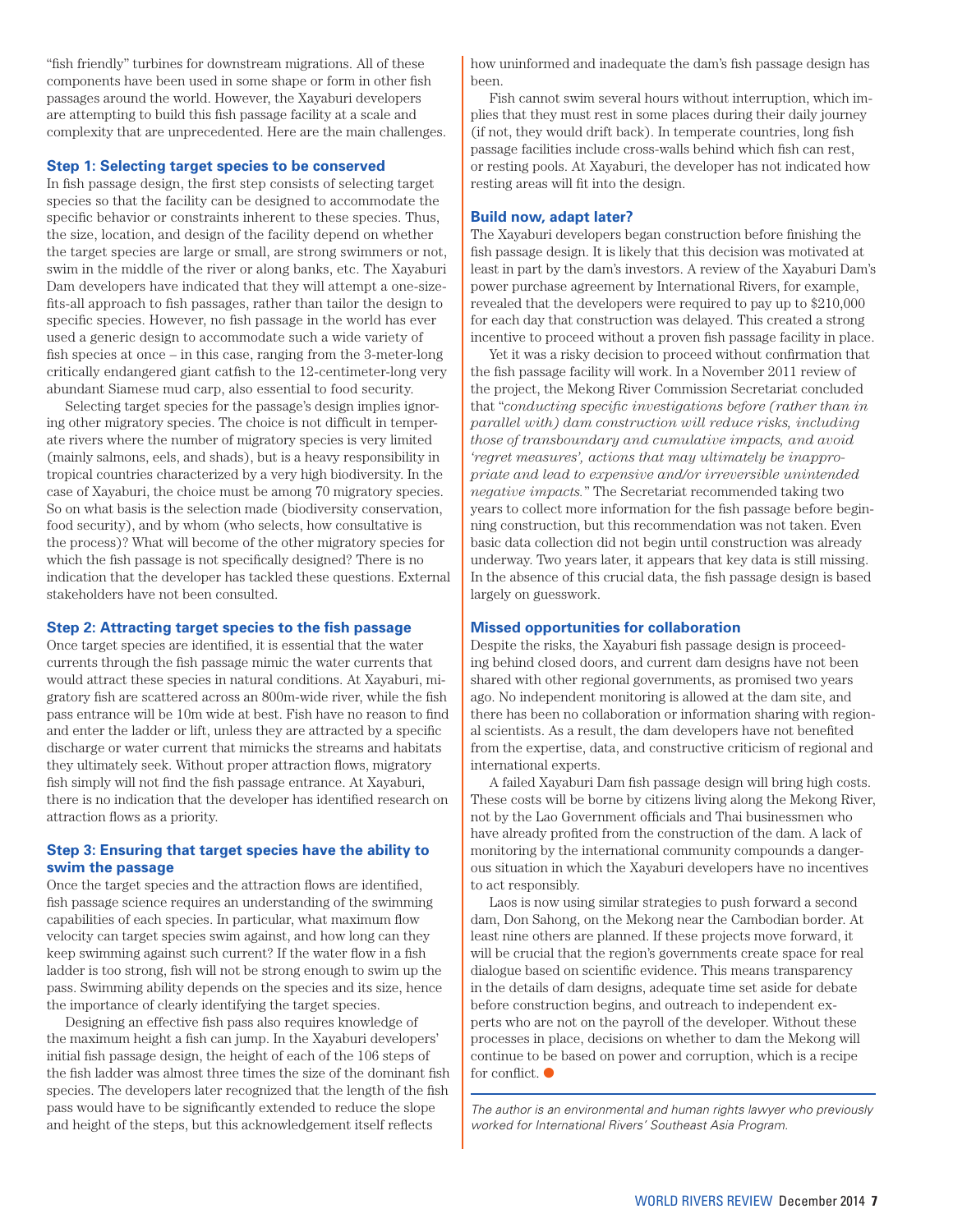"fish friendly" turbines for downstream migrations. All of these components have been used in some shape or form in other fish passages around the world. However, the Xayaburi developers are attempting to build this fish passage facility at a scale and complexity that are unprecedented. Here are the main challenges.

### Step 1: Selecting target species to be conserved

In fish passage design, the first step consists of selecting target species so that the facility can be designed to accommodate the specific behavior or constraints inherent to these species. Thus, the size, location, and design of the facility depend on whether the target species are large or small, are strong swimmers or not, swim in the middle of the river or along banks, etc. The Xayaburi Dam developers have indicated that they will attempt a one-size-fits-all approach to fish passages, rather than tailor the design to specific species. However, no fish passage in the world has ever used a generic design to accommodate such a wide variety of fish species at once – in this case, ranging from the 3-meter-long critically endangered giant catfish to the 12-centimeter-long very abundant Siamese mud carp, also essential to food security.

Selecting target species for the passage's design implies ignoring other migratory species. The choice is not difficult in temperate rivers where the number of migratory species is very limited (mainly salmons, eels, and shads), but is a heavy responsibility in tropical countries characterized by a very high biodiversity. In the case of Xayaburi, the choice must be among 70 migratory species. So on what basis is the selection made (biodiversity conservation, food security), and by whom (who selects, how consultative is the process)? What will become of the other migratory species for which the fish passage is not specifically designed? There is no indication that the developer has tackled these questions. External stakeholders have not been consulted.

### Step 2: Attracting target species to the fish passage

Once target species are identified, it is essential that the water currents through the fish passage mimic the water currents that would attract these species in natural conditions. At Xayaburi, migratory fish are scattered across an 800m-wide river, while the fish pass entrance will be 10m wide at best. Fish have no reason to find and enter the ladder or lift, unless they are attracted by a specific discharge or water current that mimicks the streams and habitats they ultimately seek. Without proper attraction flows, migratory fish simply will not find the fish passage entrance. At Xayaburi, there is no indication that the developer has identified research on attraction flows as a priority.

### Step 3: Ensuring that target species have the ability to swim the passage

Once the target species and the attraction flows are identified, fish passage science requires an understanding of the swimming capabilities of each species. In particular, what maximum flow velocity can target species swim against, and how long can they keep swimming against such current? If the water flow in a fish ladder is too strong, fish will not be strong enough to swim up the pass. Swimming ability depends on the species and its size, hence the importance of clearly identifying the target species.

Designing an effective fish pass also requires knowledge of the maximum height a fish can jump. In the Xayaburi developers' initial fish passage design, the height of each of the 106 steps of the fish ladder was almost three times the size of the dominant fish species. The developers later recognized that the length of the fish pass would have to be significantly extended to reduce the slope and height of the steps, but this acknowledgement itself reflects how uninformed and inadequate the dam's fish passage design has been.

Fish cannot swim several hours without interruption, which implies that they must rest in some places during their daily journey (if not, they would drift back). In temperate countries, long fish passage facilities include cross-walls behind which fish can rest, or resting pools. At Xayaburi, the developer has not indicated how resting areas will fit into the design.

### Build now, adapt later?

The Xayaburi developers began construction before finishing the fish passage design. It is likely that this decision was motivated at least in part by the dam's investors. A review of the Xayaburi Dam's power purchase agreement by International Rivers, for example, revealed that the developers were required to pay up to $210,000 for each day that construction was delayed. This created a strong incentive to proceed without a proven fish passage facility in place.

Yet it was a risky decision to proceed without confirmation that the fish passage facility will work. In a November 2011 review of the project, the Mekong River Commission Secretariat concluded that "*conducting specific investigations before (rather than in parallel with) dam construction will reduce risks, including those of transboundary and cumulative impacts, and avoid 'regret measures', actions that may ultimately be inappropriate and lead to expensive and/or irreversible unintended negative impacts.*" The Secretariat recommended taking two years to collect more information for the fish passage before beginning construction, but this recommendation was not taken. Even basic data collection did not begin until construction was already underway. Two years later, it appears that key data is still missing. In the absence of this crucial data, the fish passage design is based largely on guesswork.

### Missed opportunities for collaboration

Despite the risks, the Xayaburi fish passage design is proceeding behind closed doors, and current dam designs have not been shared with other regional governments, as promised two years ago. No independent monitoring is allowed at the dam site, and there has been no collaboration or information sharing with regional scientists. As a result, the dam developers have not benefited from the expertise, data, and constructive criticism of regional and international experts.

A failed Xayaburi Dam fish passage design will bring high costs. These costs will be borne by citizens living along the Mekong River, not by the Lao Government officials and Thai businessmen who have already profited from the construction of the dam. A lack of monitoring by the international community compounds a dangerous situation in which the Xayaburi developers have no incentives to act responsibly.

Laos is now using similar strategies to push forward a second dam, Don Sahong, on the Mekong near the Cambodian border. At least nine others are planned. If these projects move forward, it will be crucial that the region's governments create space for real dialogue based on scientific evidence. This means transparency in the details of dam designs, adequate time set aside for debate before construction begins, and outreach to independent experts who are not on the payroll of the developer. Without these processes in place, decisions on whether to dam the Mekong will continue to be based on power and corruption, which is a recipe for conflict. ●

*The author is an environmental and human rights lawyer who previously worked for International Rivers' Southeast Asia Program.*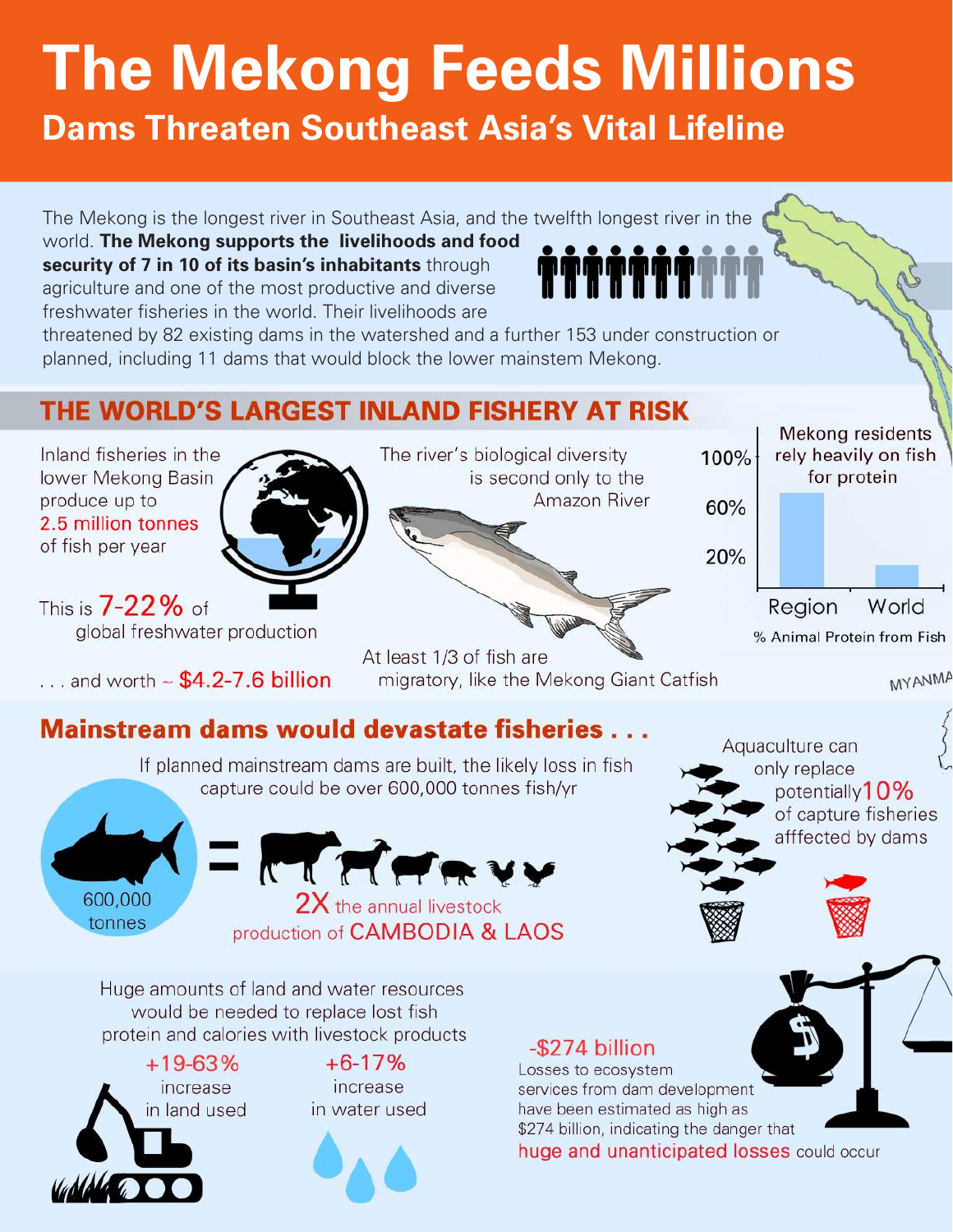# The Mekong Feeds Millions

## Dams Threaten Southeast Asia's Vital Lifeline

The Mekong is the longest river in Southeast Asia, and the twelfth longest river in the world. **The Mekong supports the livelihoods and food security of 7 in 10 of its basin's inhabitants** through agriculture and one of the most productive and diverse freshwater fisheries in the world. Their livelihoods are threatened by 82 existing dams in the watershed and a further 153 under construction or planned, including 11 dams that would block the lower mainstem Mekong.

## THE WORLD'S LARGEST INLAND FISHERY AT RISK

Inland fisheries in the lower Mekong Basin produce up to 2.5 million tonnes of fish per year

This is 7-22% of global freshwater production

. . . and worth ~ $4.2-7.6 billion

The river's biological diversity is second only to the Amazon River

At least 1/3 of fish are migratory, like the Mekong Giant Catfish

Mekong residents rely heavily on fish for protein

100%

60%

20%

Region World

% Animal Protein from Fish

MYANMA

## Mainstream dams would devastate fisheries . . .

If planned mainstream dams are built, the likely loss in fish capture could be over 600,000 tonnes fish/yr

600,000 tonnes = 2X the annual livestock production of CAMBODIA & LAOS

Aquaculture can only replace potentially 10% of capture fisheries afffected by dams

Huge amounts of land and water resources would be needed to replace lost fish protein and calories with livestock products

+19-63% increase in land used

+6-17% increase in water used

-$274 billion

Losses to ecosystem services from dam development have been estimated as high as $274 billion, indicating the danger that huge and unanticipated losses could occur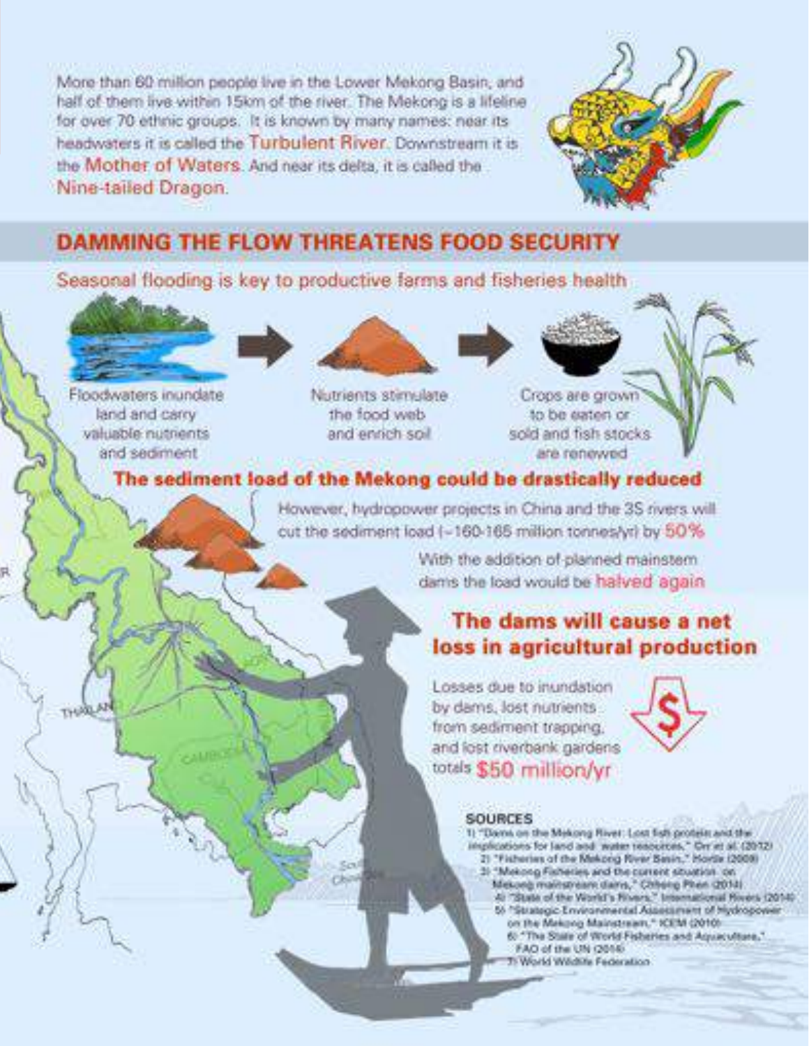More than 60 million people live in the Lower Mekong Basin, and half of them live within 15km of the river. The Mekong is a lifeline for over 70 ethnic groups. It is known by many names: near its headwaters it is called the **Turbulent River**. Downstream it is the **Mother of Waters**. And near its delta, it is called the **Nine-tailed Dragon**.

## DAMMING THE FLOW THREATENS FOOD SECURITY

### Seasonal flooding is key to productive farms and fisheries health

Floodwaters inundate land and carry valuable nutrients and sediment → Nutrients stimulate the food web and enrich soil → Crops are grown to be eaten or sold and fish stocks are renewed

### The sediment load of the Mekong could be drastically reduced

However, hydropower projects in China and the 3S rivers will cut the sediment load (~160-165 million tonnes/yr) by **50%**

With the addition of planned mainstem dams the load would be **halved again**

### The dams will cause a net loss in agricultural production

Losses due to inundation by dams, lost nutrients from sediment trapping, and lost riverbank gardens totals **$50 million/yr**

THAILAND

CAMBODIA

South China Sea

**SOURCES**

1) "Dams on the Mekong River: Lost fish protein and the implications for land and water resources," Orr et al. (2012)
2) "Fisheries of the Mekong River Basin," Hortle (2009)
3) "Mekong Fisheries and the current situation on Mekong mainstream dams," Chheng Phen (2014)
4) "State of the World's Rivers," International Rivers (2014)
5) "Strategic Environmental Assessment of Hydropower on the Mekong Mainstream," ICEM (2010)
6) "The State of World Fisheries and Aquaculture," FAO of the UN (2014)
7) World Wildlife Federation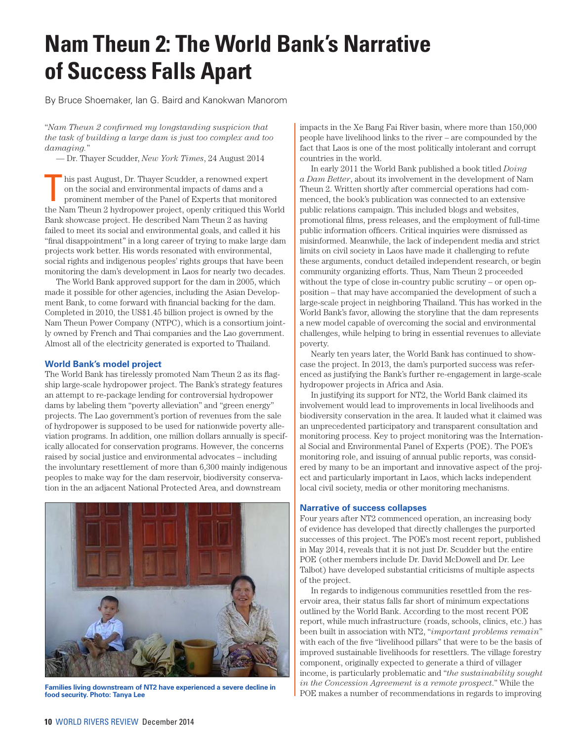# Nam Theun 2: The World Bank's Narrative of Success Falls Apart

By Bruce Shoemaker, Ian G. Baird and Kanokwan Manorom

"*Nam Theun 2 confirmed my longstanding suspicion that the task of building a large dam is just too complex and too damaging.*"

— Dr. Thayer Scudder, *New York Times*, 24 August 2014

This past August, Dr. Thayer Scudder, a renowned expert on the social and environmental impacts of dams and a prominent member of the Panel of Experts that monitored the Nam Theun 2 hydropower project, openly critiqued this World Bank showcase project. He described Nam Theun 2 as having failed to meet its social and environmental goals, and called it his "final disappointment" in a long career of trying to make large dam projects work better. His words resonated with environmental, social rights and indigenous peoples' rights groups that have been monitoring the dam's development in Laos for nearly two decades.

The World Bank approved support for the dam in 2005, which made it possible for other agencies, including the Asian Development Bank, to come forward with financial backing for the dam. Completed in 2010, the US$1.45 billion project is owned by the Nam Theun Power Company (NTPC), which is a consortium jointly owned by French and Thai companies and the Lao government. Almost all of the electricity generated is exported to Thailand.

### World Bank's model project

The World Bank has tirelessly promoted Nam Theun 2 as its flagship large-scale hydropower project. The Bank's strategy features an attempt to re-package lending for controversial hydropower dams by labeling them "poverty alleviation" and "green energy" projects. The Lao government's portion of revenues from the sale of hydropower is supposed to be used for nationwide poverty alleviation programs. In addition, one million dollars annually is specifically allocated for conservation programs. However, the concerns raised by social justice and environmental advocates – including the involuntary resettlement of more than 6,300 mainly indigenous peoples to make way for the dam reservoir, biodiversity conservation in the an adjacent National Protected Area, and downstream impacts in the Xe Bang Fai River basin, where more than 150,000 people have livelihood links to the river – are compounded by the fact that Laos is one of the most politically intolerant and corrupt countries in the world.

**Families living downstream of NT2 have experienced a severe decline in food security. Photo: Tanya Lee**

In early 2011 the World Bank published a book titled *Doing a Dam Better*, about its involvement in the development of Nam Theun 2. Written shortly after commercial operations had commenced, the book's publication was connected to an extensive public relations campaign. This included blogs and websites, promotional films, press releases, and the employment of full-time public information officers. Critical inquiries were dismissed as misinformed. Meanwhile, the lack of independent media and strict limits on civil society in Laos have made it challenging to refute these arguments, conduct detailed independent research, or begin community organizing efforts. Thus, Nam Theun 2 proceeded without the type of close in-country public scrutiny – or open opposition – that may have accompanied the development of such a large-scale project in neighboring Thailand. This has worked in the World Bank's favor, allowing the storyline that the dam represents a new model capable of overcoming the social and environmental challenges, while helping to bring in essential revenues to alleviate poverty.

Nearly ten years later, the World Bank has continued to showcase the project. In 2013, the dam's purported success was referenced as justifying the Bank's further re-engagement in large-scale hydropower projects in Africa and Asia.

In justifying its support for NT2, the World Bank claimed its involvement would lead to improvements in local livelihoods and biodiversity conservation in the area. It lauded what it claimed was an unprecedented participatory and transparent consultation and monitoring process. Key to project monitoring was the International Social and Environmental Panel of Experts (POE). The POE's monitoring role, and issuing of annual public reports, was considered by many to be an important and innovative aspect of the project and particularly important in Laos, which lacks independent local civil society, media or other monitoring mechanisms.

### Narrative of success collapses

Four years after NT2 commenced operation, an increasing body of evidence has developed that directly challenges the purported successes of this project. The POE's most recent report, published in May 2014, reveals that it is not just Dr. Scudder but the entire POE (other members include Dr. David McDowell and Dr. Lee Talbot) have developed substantial criticisms of multiple aspects of the project.

In regards to indigenous communities resettled from the reservoir area, their status falls far short of minimum expectations outlined by the World Bank. According to the most recent POE report, while much infrastructure (roads, schools, clinics, etc.) has been built in association with NT2, "*important problems remain*" with each of the five "livelihood pillars" that were to be the basis of improved sustainable livelihoods for resettlers. The village forestry component, originally expected to generate a third of villager income, is particularly problematic and "*the sustainability sought in the Concession Agreement is a remote prospect.*" While the POE makes a number of recommendations in regards to improving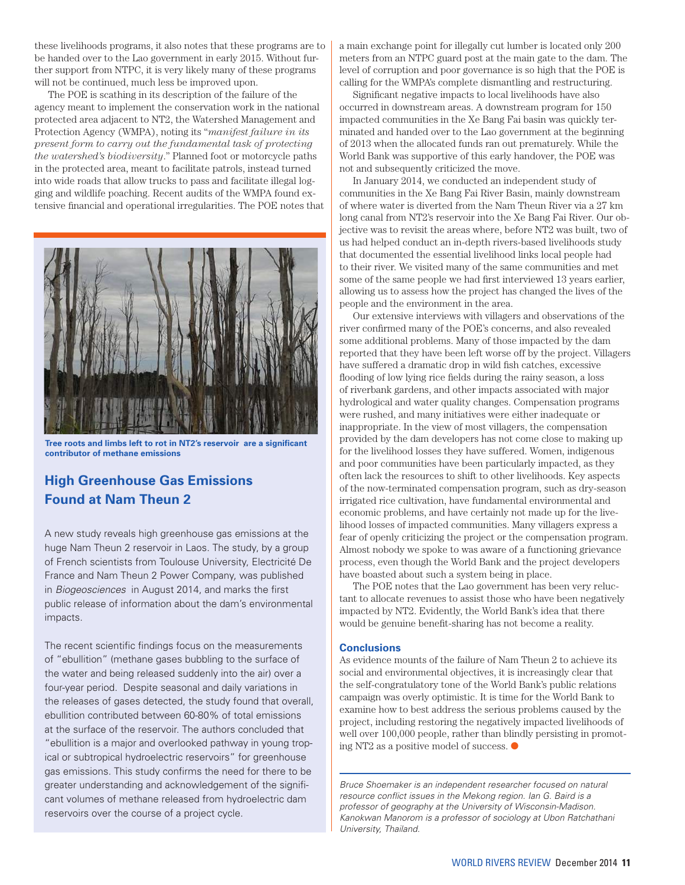these livelihoods programs, it also notes that these programs are to be handed over to the Lao government in early 2015. Without further support from NTPC, it is very likely many of these programs will not be continued, much less be improved upon.

The POE is scathing in its description of the failure of the agency meant to implement the conservation work in the national protected area adjacent to NT2, the Watershed Management and Protection Agency (WMPA), noting its "*manifest failure in its present form to carry out the fundamental task of protecting the watershed's biodiversity*." Planned foot or motorcycle paths in the protected area, meant to facilitate patrols, instead turned into wide roads that allow trucks to pass and facilitate illegal logging and wildlife poaching. Recent audits of the WMPA found extensive financial and operational irregularities. The POE notes that a main exchange point for illegally cut lumber is located only 200 meters from an NTPC guard post at the main gate to the dam. The level of corruption and poor governance is so high that the POE is calling for the WMPA's complete dismantling and restructuring.

Significant negative impacts to local livelihoods have also occurred in downstream areas. A downstream program for 150 impacted communities in the Xe Bang Fai basin was quickly terminated and handed over to the Lao government at the beginning of 2013 when the allocated funds ran out prematurely. While the World Bank was supportive of this early handover, the POE was not and subsequently criticized the move.

In January 2014, we conducted an independent study of communities in the Xe Bang Fai River Basin, mainly downstream of where water is diverted from the Nam Theun River via a 27 km long canal from NT2's reservoir into the Xe Bang Fai River. Our objective was to revisit the areas where, before NT2 was built, two of us had helped conduct an in-depth rivers-based livelihoods study that documented the essential livelihood links local people had to their river. We visited many of the same communities and met some of the same people we had first interviewed 13 years earlier, allowing us to assess how the project has changed the lives of the people and the environment in the area.

Our extensive interviews with villagers and observations of the river confirmed many of the POE's concerns, and also revealed some additional problems. Many of those impacted by the dam reported that they have been left worse off by the project. Villagers have suffered a dramatic drop in wild fish catches, excessive flooding of low lying rice fields during the rainy season, a loss of riverbank gardens, and other impacts associated with major hydrological and water quality changes. Compensation programs were rushed, and many initiatives were either inadequate or inappropriate. In the view of most villagers, the compensation provided by the dam developers has not come close to making up for the livelihood losses they have suffered. Women, indigenous and poor communities have been particularly impacted, as they often lack the resources to shift to other livelihoods. Key aspects of the now-terminated compensation program, such as dry-season irrigated rice cultivation, have fundamental environmental and economic problems, and have certainly not made up for the livelihood losses of impacted communities. Many villagers express a fear of openly criticizing the project or the compensation program. Almost nobody we spoke to was aware of a functioning grievance process, even though the World Bank and the project developers have boasted about such a system being in place.

The POE notes that the Lao government has been very reluctant to allocate revenues to assist those who have been negatively impacted by NT2. Evidently, the World Bank's idea that there would be genuine benefit-sharing has not become a reality.

### Conclusions

As evidence mounts of the failure of Nam Theun 2 to achieve its social and environmental objectives, it is increasingly clear that the self-congratulatory tone of the World Bank's public relations campaign was overly optimistic. It is time for the World Bank to examine how to best address the serious problems caused by the project, including restoring the negatively impacted livelihoods of well over 100,000 people, rather than blindly persisting in promoting NT2 as a positive model of success.

*Bruce Shoemaker is an independent researcher focused on natural resource conflict issues in the Mekong region. Ian G. Baird is a professor of geography at the University of Wisconsin-Madison. Kanokwan Manorom is a professor of sociology at Ubon Ratchathani University, Thailand.*

---

**Tree roots and limbs left to rot in NT2's reservoir are a significant contributor of methane emissions**

## High Greenhouse Gas Emissions Found at Nam Theun 2

A new study reveals high greenhouse gas emissions at the huge Nam Theun 2 reservoir in Laos. The study, by a group of French scientists from Toulouse University, Electricité De France and Nam Theun 2 Power Company, was published in *Biogeosciences* in August 2014, and marks the first public release of information about the dam's environmental impacts.

The recent scientific findings focus on the measurements of "ebullition" (methane gases bubbling to the surface of the water and being released suddenly into the air) over a four-year period. Despite seasonal and daily variations in the releases of gases detected, the study found that overall, ebullition contributed between 60-80% of total emissions at the surface of the reservoir. The authors concluded that "ebullition is a major and overlooked pathway in young tropical or subtropical hydroelectric reservoirs" for greenhouse gas emissions. This study confirms the need for there to be greater understanding and acknowledgement of the significant volumes of methane released from hydroelectric dam reservoirs over the course of a project cycle.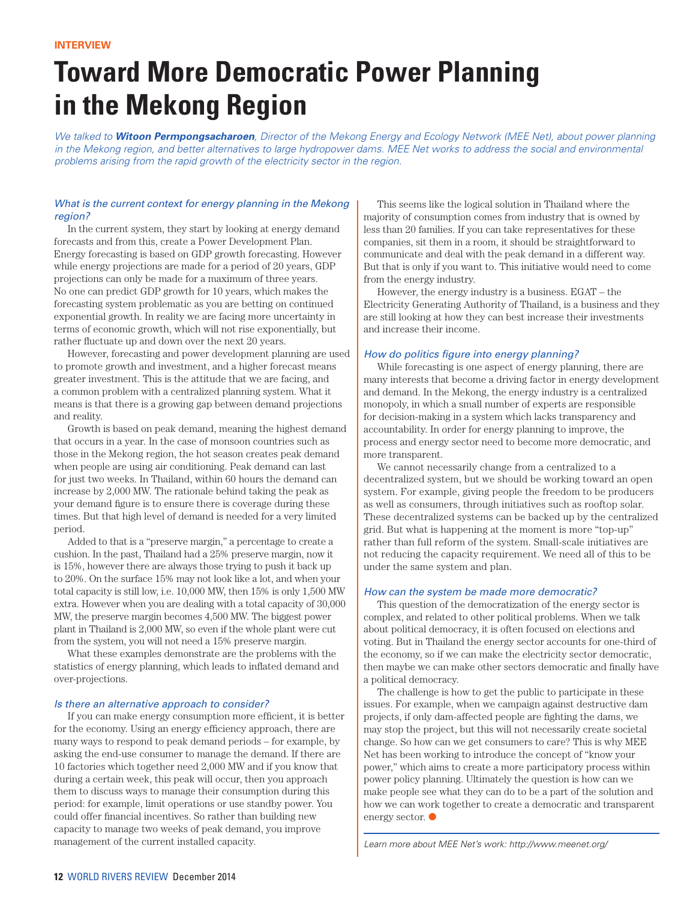INTERVIEW

# Toward More Democratic Power Planning in the Mekong Region

*We talked to **Witoon Permpongsacharoen**, Director of the Mekong Energy and Ecology Network (MEE Net), about power planning in the Mekong region, and better alternatives to large hydropower dams. MEE Net works to address the social and environmental problems arising from the rapid growth of the electricity sector in the region.*

### *What is the current context for energy planning in the Mekong region?*

In the current system, they start by looking at energy demand forecasts and from this, create a Power Development Plan. Energy forecasting is based on GDP growth forecasting. However while energy projections are made for a period of 20 years, GDP projections can only be made for a maximum of three years. No one can predict GDP growth for 10 years, which makes the forecasting system problematic as you are betting on continued exponential growth. In reality we are facing more uncertainty in terms of economic growth, which will not rise exponentially, but rather fluctuate up and down over the next 20 years.

However, forecasting and power development planning are used to promote growth and investment, and a higher forecast means greater investment. This is the attitude that we are facing, and a common problem with a centralized planning system. What it means is that there is a growing gap between demand projections and reality.

Growth is based on peak demand, meaning the highest demand that occurs in a year. In the case of monsoon countries such as those in the Mekong region, the hot season creates peak demand when people are using air conditioning. Peak demand can last for just two weeks. In Thailand, within 60 hours the demand can increase by 2,000 MW. The rationale behind taking the peak as your demand figure is to ensure there is coverage during these times. But that high level of demand is needed for a very limited period.

Added to that is a "preserve margin," a percentage to create a cushion. In the past, Thailand had a 25% preserve margin, now it is 15%, however there are always those trying to push it back up to 20%. On the surface 15% may not look like a lot, and when your total capacity is still low, i.e. 10,000 MW, then 15% is only 1,500 MW extra. However when you are dealing with a total capacity of 30,000 MW, the preserve margin becomes 4,500 MW. The biggest power plant in Thailand is 2,000 MW, so even if the whole plant were cut from the system, you will not need a 15% preserve margin.

What these examples demonstrate are the problems with the statistics of energy planning, which leads to inflated demand and over-projections.

### *Is there an alternative approach to consider?*

If you can make energy consumption more efficient, it is better for the economy. Using an energy efficiency approach, there are many ways to respond to peak demand periods – for example, by asking the end-use consumer to manage the demand. If there are 10 factories which together need 2,000 MW and if you know that during a certain week, this peak will occur, then you approach them to discuss ways to manage their consumption during this period: for example, limit operations or use standby power. You could offer financial incentives. So rather than building new capacity to manage two weeks of peak demand, you improve management of the current installed capacity.

This seems like the logical solution in Thailand where the majority of consumption comes from industry that is owned by less than 20 families. If you can take representatives for these companies, sit them in a room, it should be straightforward to communicate and deal with the peak demand in a different way. But that is only if you want to. This initiative would need to come from the energy industry.

However, the energy industry is a business. EGAT – the Electricity Generating Authority of Thailand, is a business and they are still looking at how they can best increase their investments and increase their income.

### *How do politics figure into energy planning?*

While forecasting is one aspect of energy planning, there are many interests that become a driving factor in energy development and demand. In the Mekong, the energy industry is a centralized monopoly, in which a small number of experts are responsible for decision-making in a system which lacks transparency and accountability. In order for energy planning to improve, the process and energy sector need to become more democratic, and more transparent.

We cannot necessarily change from a centralized to a decentralized system, but we should be working toward an open system. For example, giving people the freedom to be producers as well as consumers, through initiatives such as rooftop solar. These decentralized systems can be backed up by the centralized grid. But what is happening at the moment is more "top-up" rather than full reform of the system. Small-scale initiatives are not reducing the capacity requirement. We need all of this to be under the same system and plan.

### *How can the system be made more democratic?*

This question of the democratization of the energy sector is complex, and related to other political problems. When we talk about political democracy, it is often focused on elections and voting. But in Thailand the energy sector accounts for one-third of the economy, so if we can make the electricity sector democratic, then maybe we can make other sectors democratic and finally have a political democracy.

The challenge is how to get the public to participate in these issues. For example, when we campaign against destructive dam projects, if only dam-affected people are fighting the dams, we may stop the project, but this will not necessarily create societal change. So how can we get consumers to care? This is why MEE Net has been working to introduce the concept of "know your power," which aims to create a more participatory process within power policy planning. Ultimately the question is how can we make people see what they can do to be a part of the solution and how we can work together to create a democratic and transparent energy sector. ●

*Learn more about MEE Net's work: http://www.meenet.org/*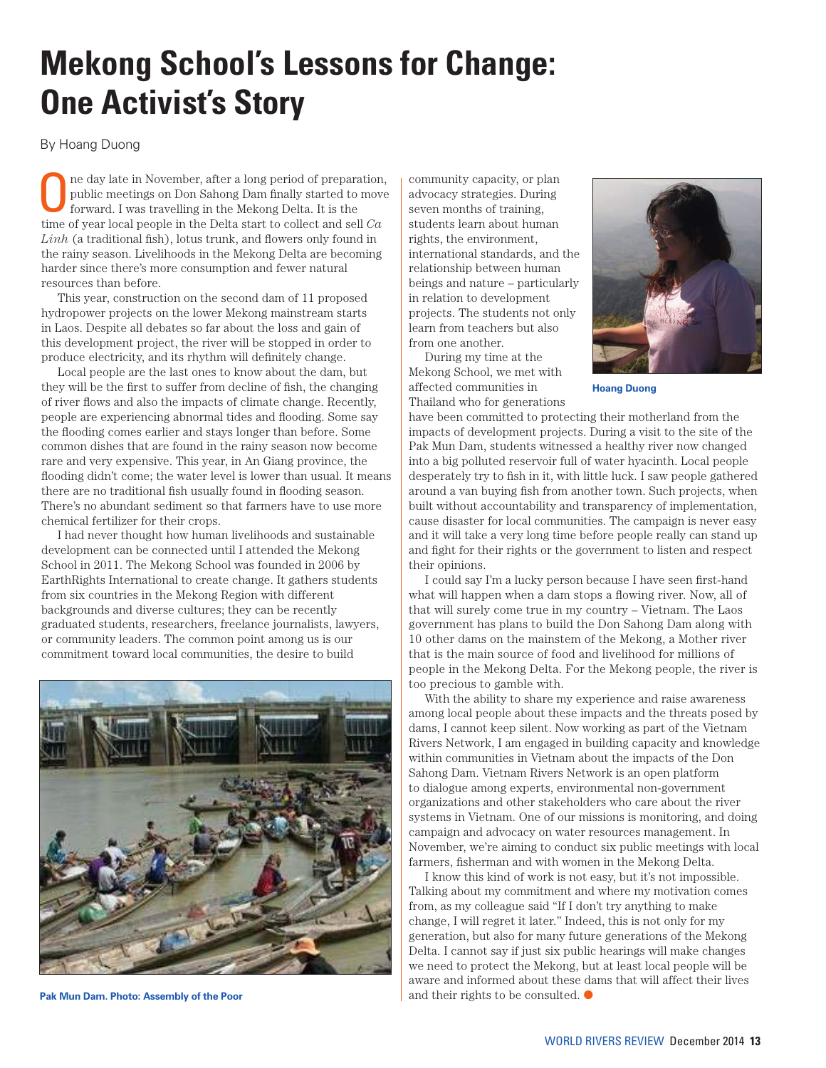# Mekong School's Lessons for Change: One Activist's Story

By Hoang Duong

One day late in November, after a long period of preparation, public meetings on Don Sahong Dam finally started to move forward. I was travelling in the Mekong Delta. It is the time of year local people in the Delta start to collect and sell *Ca Linh* (a traditional fish), lotus trunk, and flowers only found in the rainy season. Livelihoods in the Mekong Delta are becoming harder since there's more consumption and fewer natural resources than before.

This year, construction on the second dam of 11 proposed hydropower projects on the lower Mekong mainstream starts in Laos. Despite all debates so far about the loss and gain of this development project, the river will be stopped in order to produce electricity, and its rhythm will definitely change.

Local people are the last ones to know about the dam, but they will be the first to suffer from decline of fish, the changing of river flows and also the impacts of climate change. Recently, people are experiencing abnormal tides and flooding. Some say the flooding comes earlier and stays longer than before. Some common dishes that are found in the rainy season now become rare and very expensive. This year, in An Giang province, the flooding didn't come; the water level is lower than usual. It means there are no traditional fish usually found in flooding season. There's no abundant sediment so that farmers have to use more chemical fertilizer for their crops.

I had never thought how human livelihoods and sustainable development can be connected until I attended the Mekong School in 2011. The Mekong School was founded in 2006 by EarthRights International to create change. It gathers students from six countries in the Mekong Region with different backgrounds and diverse cultures; they can be recently graduated students, researchers, freelance journalists, lawyers, or community leaders. The common point among us is our commitment toward local communities, the desire to build community capacity, or plan advocacy strategies. During seven months of training, students learn about human rights, the environment, international standards, and the relationship between human beings and nature – particularly in relation to development projects. The students not only learn from teachers but also from one another.

Pak Mun Dam. Photo: Assembly of the Poor

Hoang Duong

During my time at the Mekong School, we met with affected communities in Thailand who for generations have been committed to protecting their motherland from the impacts of development projects. During a visit to the site of the Pak Mun Dam, students witnessed a healthy river now changed into a big polluted reservoir full of water hyacinth. Local people desperately try to fish in it, with little luck. I saw people gathered around a van buying fish from another town. Such projects, when built without accountability and transparency of implementation, cause disaster for local communities. The campaign is never easy and it will take a very long time before people really can stand up and fight for their rights or the government to listen and respect their opinions.

I could say I'm a lucky person because I have seen first-hand what will happen when a dam stops a flowing river. Now, all of that will surely come true in my country – Vietnam. The Laos government has plans to build the Don Sahong Dam along with 10 other dams on the mainstem of the Mekong, a Mother river that is the main source of food and livelihood for millions of people in the Mekong Delta. For the Mekong people, the river is too precious to gamble with.

With the ability to share my experience and raise awareness among local people about these impacts and the threats posed by dams, I cannot keep silent. Now working as part of the Vietnam Rivers Network, I am engaged in building capacity and knowledge within communities in Vietnam about the impacts of the Don Sahong Dam. Vietnam Rivers Network is an open platform to dialogue among experts, environmental non-government organizations and other stakeholders who care about the river systems in Vietnam. One of our missions is monitoring, and doing campaign and advocacy on water resources management. In November, we're aiming to conduct six public meetings with local farmers, fisherman and with women in the Mekong Delta.

I know this kind of work is not easy, but it's not impossible. Talking about my commitment and where my motivation comes from, as my colleague said "If I don't try anything to make change, I will regret it later." Indeed, this is not only for my generation, but also for many future generations of the Mekong Delta. I cannot say if just six public hearings will make changes we need to protect the Mekong, but at least local people will be aware and informed about these dams that will affect their lives and their rights to be consulted.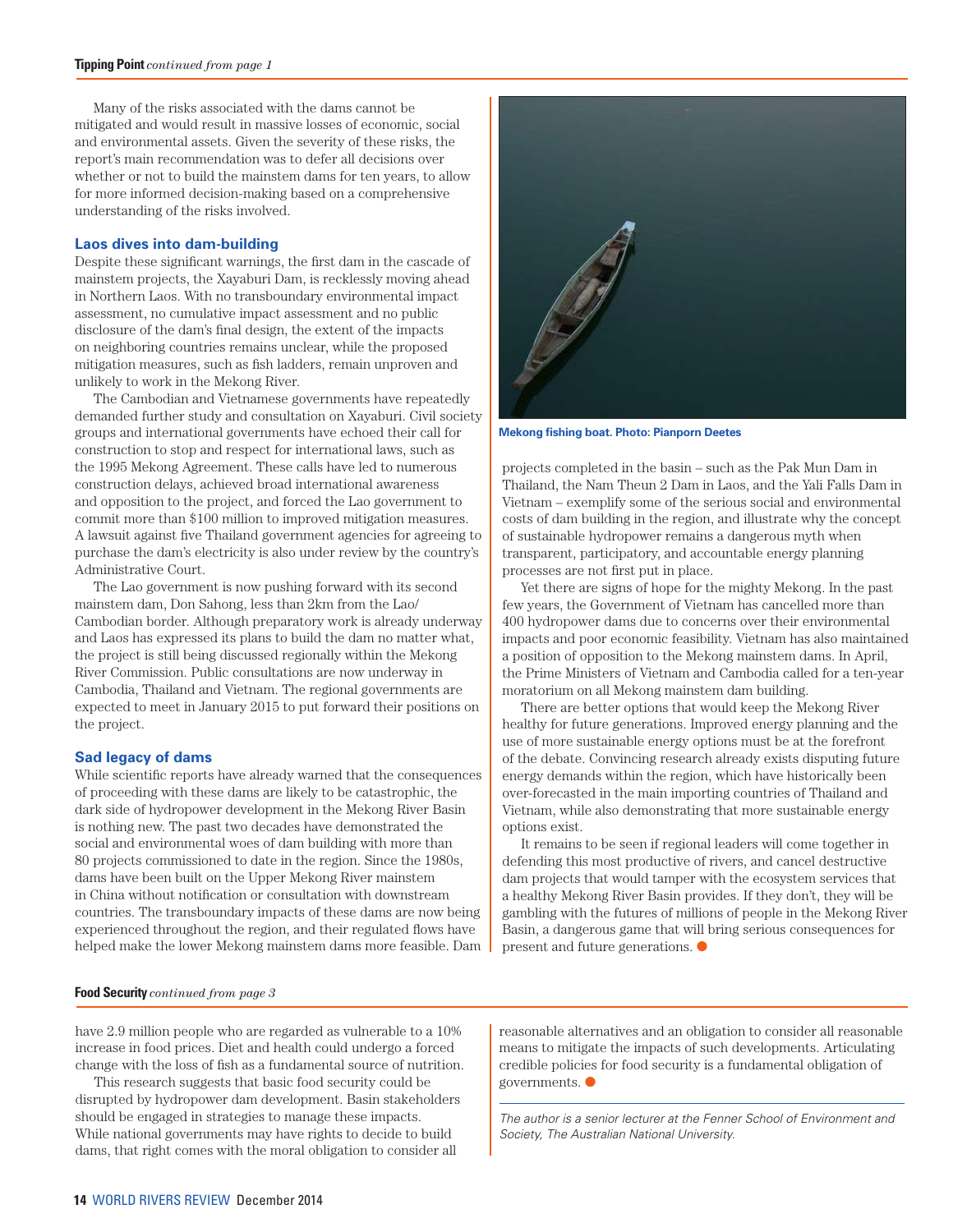**Tipping Point** *continued from page 1*

Many of the risks associated with the dams cannot be mitigated and would result in massive losses of economic, social and environmental assets. Given the severity of these risks, the report's main recommendation was to defer all decisions over whether or not to build the mainstem dams for ten years, to allow for more informed decision-making based on a comprehensive understanding of the risks involved.

### Laos dives into dam-building

Despite these significant warnings, the first dam in the cascade of mainstem projects, the Xayaburi Dam, is recklessly moving ahead in Northern Laos. With no transboundary environmental impact assessment, no cumulative impact assessment and no public disclosure of the dam's final design, the extent of the impacts on neighboring countries remains unclear, while the proposed mitigation measures, such as fish ladders, remain unproven and unlikely to work in the Mekong River.

The Cambodian and Vietnamese governments have repeatedly demanded further study and consultation on Xayaburi. Civil society groups and international governments have echoed their call for construction to stop and respect for international laws, such as the 1995 Mekong Agreement. These calls have led to numerous construction delays, achieved broad international awareness and opposition to the project, and forced the Lao government to commit more than $100 million to improved mitigation measures. A lawsuit against five Thailand government agencies for agreeing to purchase the dam's electricity is also under review by the country's Administrative Court.

The Lao government is now pushing forward with its second mainstem dam, Don Sahong, less than 2km from the Lao/Cambodian border. Although preparatory work is already underway and Laos has expressed its plans to build the dam no matter what, the project is still being discussed regionally within the Mekong River Commission. Public consultations are now underway in Cambodia, Thailand and Vietnam. The regional governments are expected to meet in January 2015 to put forward their positions on the project.

### Sad legacy of dams

While scientific reports have already warned that the consequences of proceeding with these dams are likely to be catastrophic, the dark side of hydropower development in the Mekong River Basin is nothing new. The past two decades have demonstrated the social and environmental woes of dam building with more than 80 projects commissioned to date in the region. Since the 1980s, dams have been built on the Upper Mekong River mainstem in China without notification or consultation with downstream countries. The transboundary impacts of these dams are now being experienced throughout the region, and their regulated flows have helped make the lower Mekong mainstem dams more feasible. Dam projects completed in the basin – such as the Pak Mun Dam in Thailand, the Nam Theun 2 Dam in Laos, and the Yali Falls Dam in Vietnam – exemplify some of the serious social and environmental costs of dam building in the region, and illustrate why the concept of sustainable hydropower remains a dangerous myth when transparent, participatory, and accountable energy planning processes are not first put in place.

Mekong fishing boat. Photo: Pianporn Deetes

Yet there are signs of hope for the mighty Mekong. In the past few years, the Government of Vietnam has cancelled more than 400 hydropower dams due to concerns over their environmental impacts and poor economic feasibility. Vietnam has also maintained a position of opposition to the Mekong mainstem dams. In April, the Prime Ministers of Vietnam and Cambodia called for a ten-year moratorium on all Mekong mainstem dam building.

There are better options that would keep the Mekong River healthy for future generations. Improved energy planning and the use of more sustainable energy options must be at the forefront of the debate. Convincing research already exists disputing future energy demands within the region, which have historically been over-forecasted in the main importing countries of Thailand and Vietnam, while also demonstrating that more sustainable energy options exist.

It remains to be seen if regional leaders will come together in defending this most productive of rivers, and cancel destructive dam projects that would tamper with the ecosystem services that a healthy Mekong River Basin provides. If they don't, they will be gambling with the futures of millions of people in the Mekong River Basin, a dangerous game that will bring serious consequences for present and future generations. ●

---

**Food Security** *continued from page 3*

have 2.9 million people who are regarded as vulnerable to a 10% increase in food prices. Diet and health could undergo a forced change with the loss of fish as a fundamental source of nutrition.

This research suggests that basic food security could be disrupted by hydropower dam development. Basin stakeholders should be engaged in strategies to manage these impacts. While national governments may have rights to decide to build dams, that right comes with the moral obligation to consider all reasonable alternatives and an obligation to consider all reasonable means to mitigate the impacts of such developments. Articulating credible policies for food security is a fundamental obligation of governments. ●

*The author is a senior lecturer at the Fenner School of Environment and Society, The Australian National University.*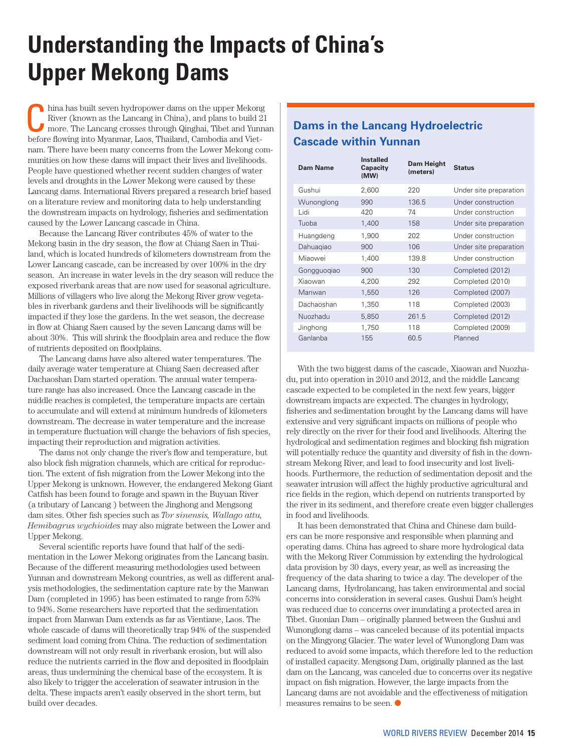# Understanding the Impacts of China's Upper Mekong Dams

China has built seven hydropower dams on the upper Mekong River (known as the Lancang in China), and plans to build 21 more. The Lancang crosses through Qinghai, Tibet and Yunnan before flowing into Myanmar, Laos, Thailand, Cambodia and Vietnam. There have been many concerns from the Lower Mekong communities on how these dams will impact their lives and livelihoods. People have questioned whether recent sudden changes of water levels and droughts in the Lower Mekong were caused by these Lancang dams. International Rivers prepared a research brief based on a literature review and monitoring data to help understanding the downstream impacts on hydrology, fisheries and sedimentation caused by the Lower Lancang cascade in China.

Because the Lancang River contributes 45% of water to the Mekong basin in the dry season, the flow at Chiang Saen in Thailand, which is located hundreds of kilometers downstream from the Lower Lancang cascade, can be increased by over 100% in the dry season. An increase in water levels in the dry season will reduce the exposed riverbank areas that are now used for seasonal agriculture. Millions of villagers who live along the Mekong River grow vegetables in riverbank gardens and their livelihoods will be significantly impacted if they lose the gardens. In the wet season, the decrease in flow at Chiang Saen caused by the seven Lancang dams will be about 30%. This will shrink the floodplain area and reduce the flow of nutrients deposited on floodplains.

The Lancang dams have also altered water temperatures. The daily average water temperature at Chiang Saen decreased after Dachaoshan Dam started operation. The annual water temperature range has also increased. Once the Lancang cascade in the middle reaches is completed, the temperature impacts are certain to accumulate and will extend at minimum hundreds of kilometers downstream. The decrease in water temperature and the increase in temperature fluctuation will change the behaviors of fish species, impacting their reproduction and migration activities.

The dams not only change the river's flow and temperature, but also block fish migration channels, which are critical for reproduction. The extent of fish migration from the Lower Mekong into the Upper Mekong is unknown. However, the endangered Mekong Giant Catfish has been found to forage and spawn in the Buyuan River (a tributary of Lancang ) between the Jinghong and Mengsong dam sites. Other fish species such as *Tor sinensis, Wallago attu, Hemibagrus wychioides* may also migrate between the Lower and Upper Mekong.

Several scientific reports have found that half of the sedimentation in the Lower Mekong originates from the Lancang basin. Because of the different measuring methodologies used between Yunnan and downstream Mekong countries, as well as different analysis methodologies, the sedimentation capture rate by the Manwan Dam (completed in 1995) has been estimated to range from 53% to 94%. Some researchers have reported that the sedimentation impact from Manwan Dam extends as far as Vientiane, Laos. The whole cascade of dams will theoretically trap 94% of the suspended sediment load coming from China. The reduction of sedimentation downstream will not only result in riverbank erosion, but will also reduce the nutrients carried in the flow and deposited in floodplain areas, thus undermining the chemical base of the ecosystem. It is also likely to trigger the acceleration of seawater intrusion in the delta. These impacts aren't easily observed in the short term, but build over decades.

## Dams in the Lancang Hydroelectric Cascade within Yunnan

| Dam Name | Installed Capacity (MW) | Dam Height (meters) | Status |
|---|---|---|---|
| Gushui | 2,600 | 220 | Under site preparation |
| Wunonglong | 990 | 136.5 | Under construction |
| Lidi | 420 | 74 | Under construction |
| Tuoba | 1,400 | 158 | Under site preparation |
| Huangdeng | 1,900 | 202 | Under construction |
| Dahuaqiao | 900 | 106 | Under site preparation |
| Miaowei | 1,400 | 139.8 | Under construction |
| Gongguoqiao | 900 | 130 | Completed (2012) |
| Xiaowan | 4,200 | 292 | Completed (2010) |
| Manwan | 1,550 | 126 | Completed (2007) |
| Dachaoshan | 1,350 | 118 | Completed (2003) |
| Nuozhadu | 5,850 | 261.5 | Completed (2012) |
| Jinghong | 1,750 | 118 | Completed (2009) |
| Ganlanba | 155 | 60.5 | Planned |

With the two biggest dams of the cascade, Xiaowan and Nuozhadu, put into operation in 2010 and 2012, and the middle Lancang cascade expected to be completed in the next few years, bigger downstream impacts are expected. The changes in hydrology, fisheries and sedimentation brought by the Lancang dams will have extensive and very significant impacts on millions of people who rely directly on the river for their food and livelihoods. Altering the hydrological and sedimentation regimes and blocking fish migration will potentially reduce the quantity and diversity of fish in the downstream Mekong River, and lead to food insecurity and lost livelihoods. Furthermore, the reduction of sedimentation deposit and the seawater intrusion will affect the highly productive agricultural and rice fields in the region, which depend on nutrients transported by the river in its sediment, and therefore create even bigger challenges in food and livelihoods.

It has been demonstrated that China and Chinese dam builders can be more responsive and responsible when planning and operating dams. China has agreed to share more hydrological data with the Mekong River Commission by extending the hydrological data provision by 30 days, every year, as well as increasing the frequency of the data sharing to twice a day. The developer of the Lancang dams, Hydrolancang, has taken environmental and social concerns into consideration in several cases. Gushui Dam's height was reduced due to concerns over inundating a protected area in Tibet. Guonian Dam – originally planned between the Gushui and Wunonglong dams – was canceled because of its potential impacts on the Mingyong Glacier. The water level of Wunonglong Dam was reduced to avoid some impacts, which therefore led to the reduction of installed capacity. Mengsong Dam, originally planned as the last dam on the Lancang, was canceled due to concerns over its negative impact on fish migration. However, the large impacts from the Lancang dams are not avoidable and the effectiveness of mitigation measures remains to be seen.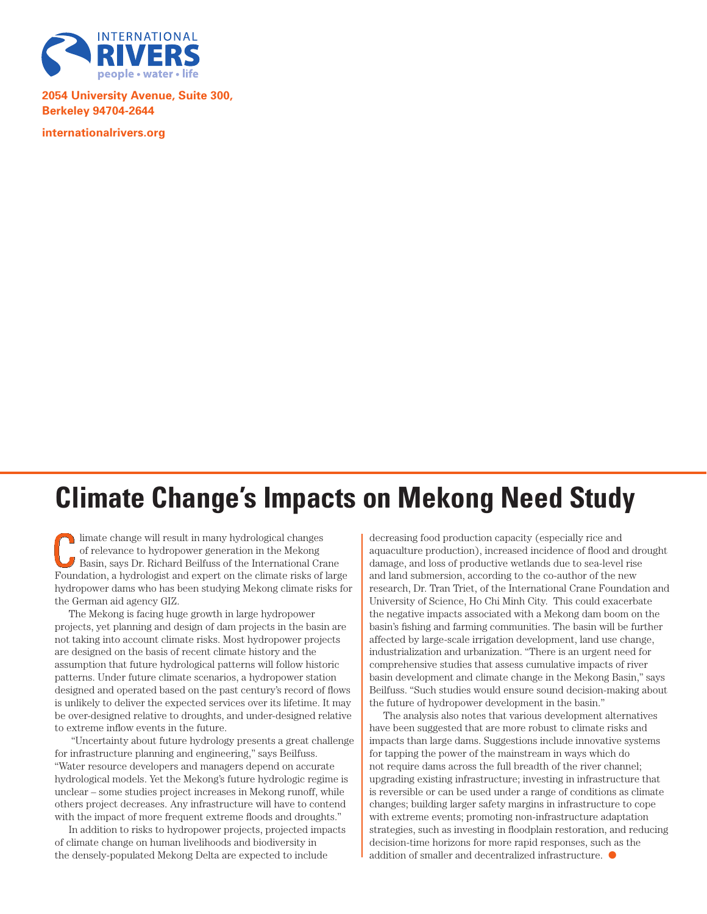INTERNATIONAL RIVERS

people • water • life

**2054 University Avenue, Suite 300, Berkeley 94704-2644**

**internationalrivers.org**

# Climate Change's Impacts on Mekong Need Study

Climate change will result in many hydrological changes of relevance to hydropower generation in the Mekong Basin, says Dr. Richard Beilfuss of the International Crane Foundation, a hydrologist and expert on the climate risks of large hydropower dams who has been studying Mekong climate risks for the German aid agency GIZ.

The Mekong is facing huge growth in large hydropower projects, yet planning and design of dam projects in the basin are not taking into account climate risks. Most hydropower projects are designed on the basis of recent climate history and the assumption that future hydrological patterns will follow historic patterns. Under future climate scenarios, a hydropower station designed and operated based on the past century's record of flows is unlikely to deliver the expected services over its lifetime. It may be over-designed relative to droughts, and under-designed relative to extreme inflow events in the future.

"Uncertainty about future hydrology presents a great challenge for infrastructure planning and engineering," says Beilfuss. "Water resource developers and managers depend on accurate hydrological models. Yet the Mekong's future hydrologic regime is unclear – some studies project increases in Mekong runoff, while others project decreases. Any infrastructure will have to contend with the impact of more frequent extreme floods and droughts."

In addition to risks to hydropower projects, projected impacts of climate change on human livelihoods and biodiversity in the densely-populated Mekong Delta are expected to include decreasing food production capacity (especially rice and aquaculture production), increased incidence of flood and drought damage, and loss of productive wetlands due to sea-level rise and land submersion, according to the co-author of the new research, Dr. Tran Triet, of the International Crane Foundation and University of Science, Ho Chi Minh City. This could exacerbate the negative impacts associated with a Mekong dam boom on the basin's fishing and farming communities. The basin will be further affected by large-scale irrigation development, land use change, industrialization and urbanization. "There is an urgent need for comprehensive studies that assess cumulative impacts of river basin development and climate change in the Mekong Basin," says Beilfuss. "Such studies would ensure sound decision-making about the future of hydropower development in the basin."

The analysis also notes that various development alternatives have been suggested that are more robust to climate risks and impacts than large dams. Suggestions include innovative systems for tapping the power of the mainstream in ways which do not require dams across the full breadth of the river channel; upgrading existing infrastructure; investing in infrastructure that is reversible or can be used under a range of conditions as climate changes; building larger safety margins in infrastructure to cope with extreme events; promoting non-infrastructure adaptation strategies, such as investing in floodplain restoration, and reducing decision-time horizons for more rapid responses, such as the addition of smaller and decentralized infrastructure.